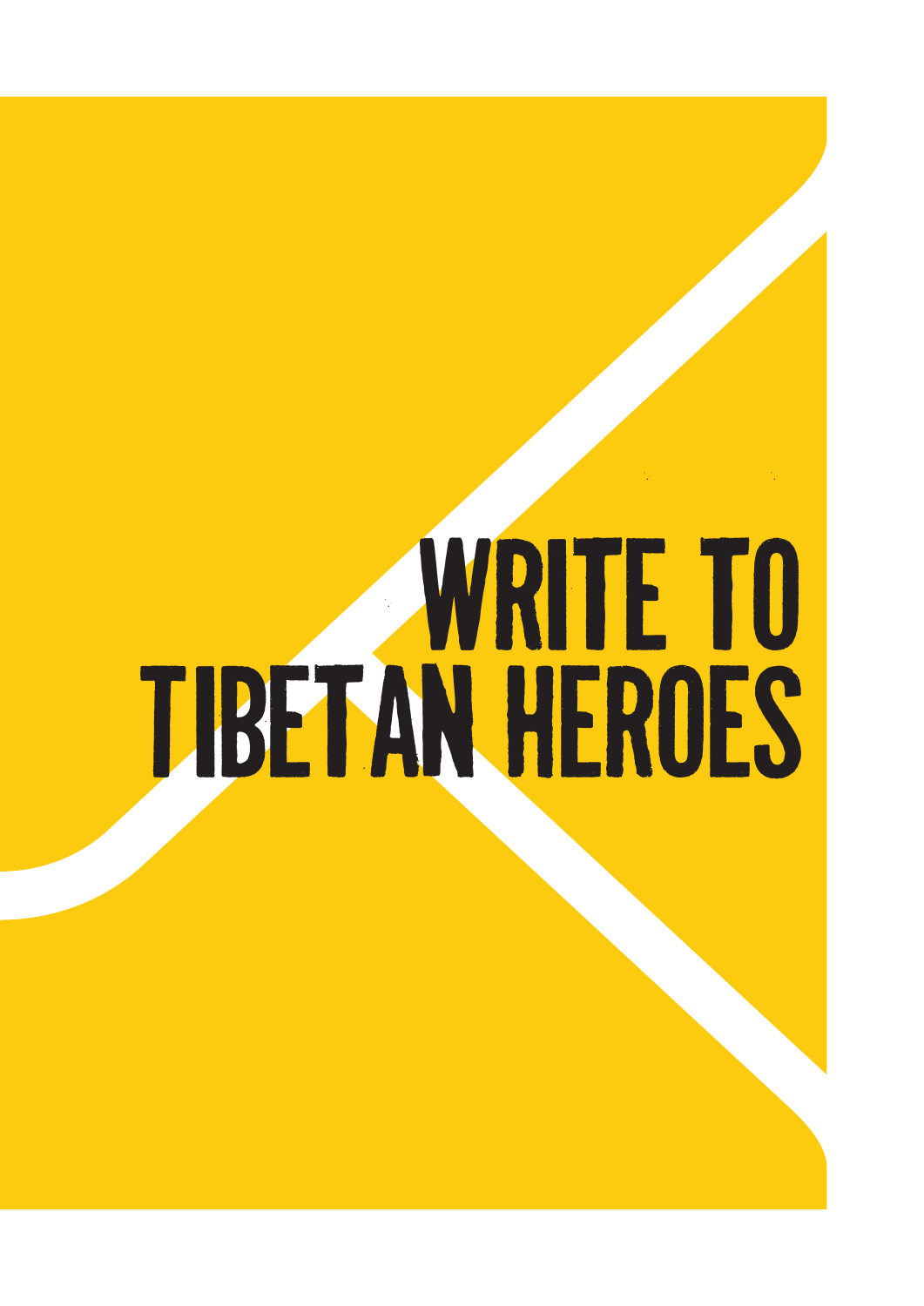# WRITE TO TIBETAN HEROES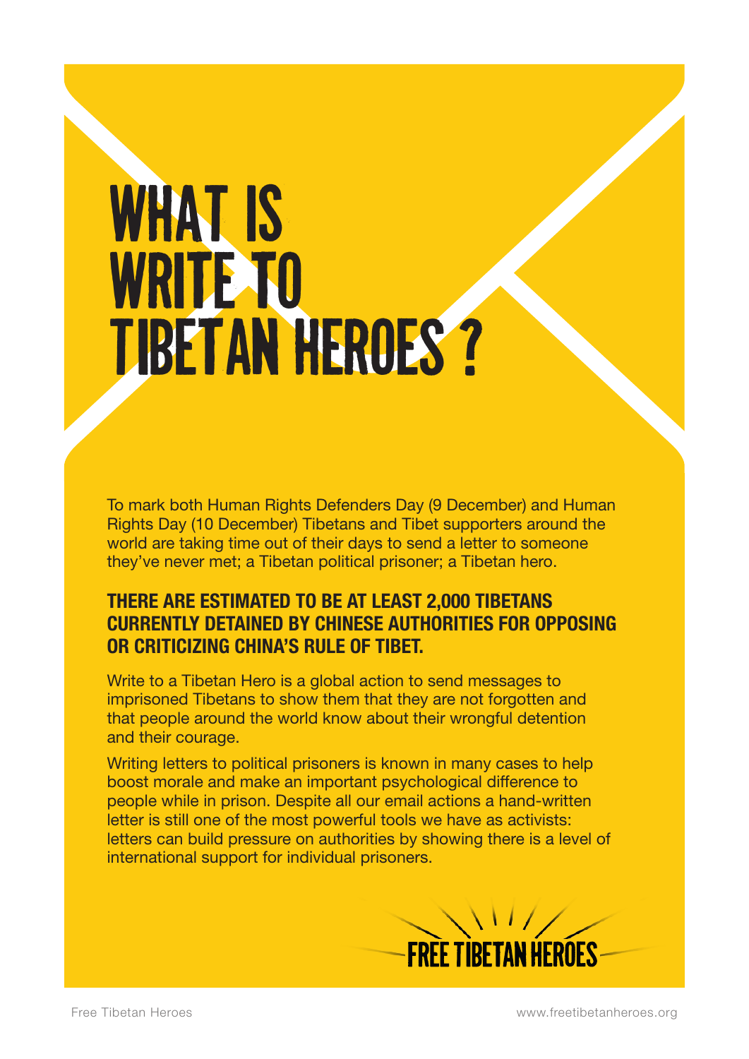# WHAT IS WRITE TO TIBETAN HEROES ?

To mark both Human Rights Defenders Day (9 December) and Human Rights Day (10 December) Tibetans and Tibet supporters around the world are taking time out of their days to send a letter to someone they've never met; a Tibetan political prisoner; a Tibetan hero.

**THERE ARE ESTIMATED TO BE AT LEAST 2,000 TIBETANS CURRENTLY DETAINED BY CHINESE AUTHORITIES FOR OPPOSING OR CRITICIZING CHINA'S RULE OF TIBET.**

Write to a Tibetan Hero is a global action to send messages to imprisoned Tibetans to show them that they are not forgotten and that people around the world know about their wrongful detention and their courage.

Writing letters to political prisoners is known in many cases to help boost morale and make an important psychological difference to people while in prison. Despite all our email actions a hand-written letter is still one of the most powerful tools we have as activists: letters can build pressure on authorities by showing there is a level of international support for individual prisoners.

FREE TIBETAN HEROES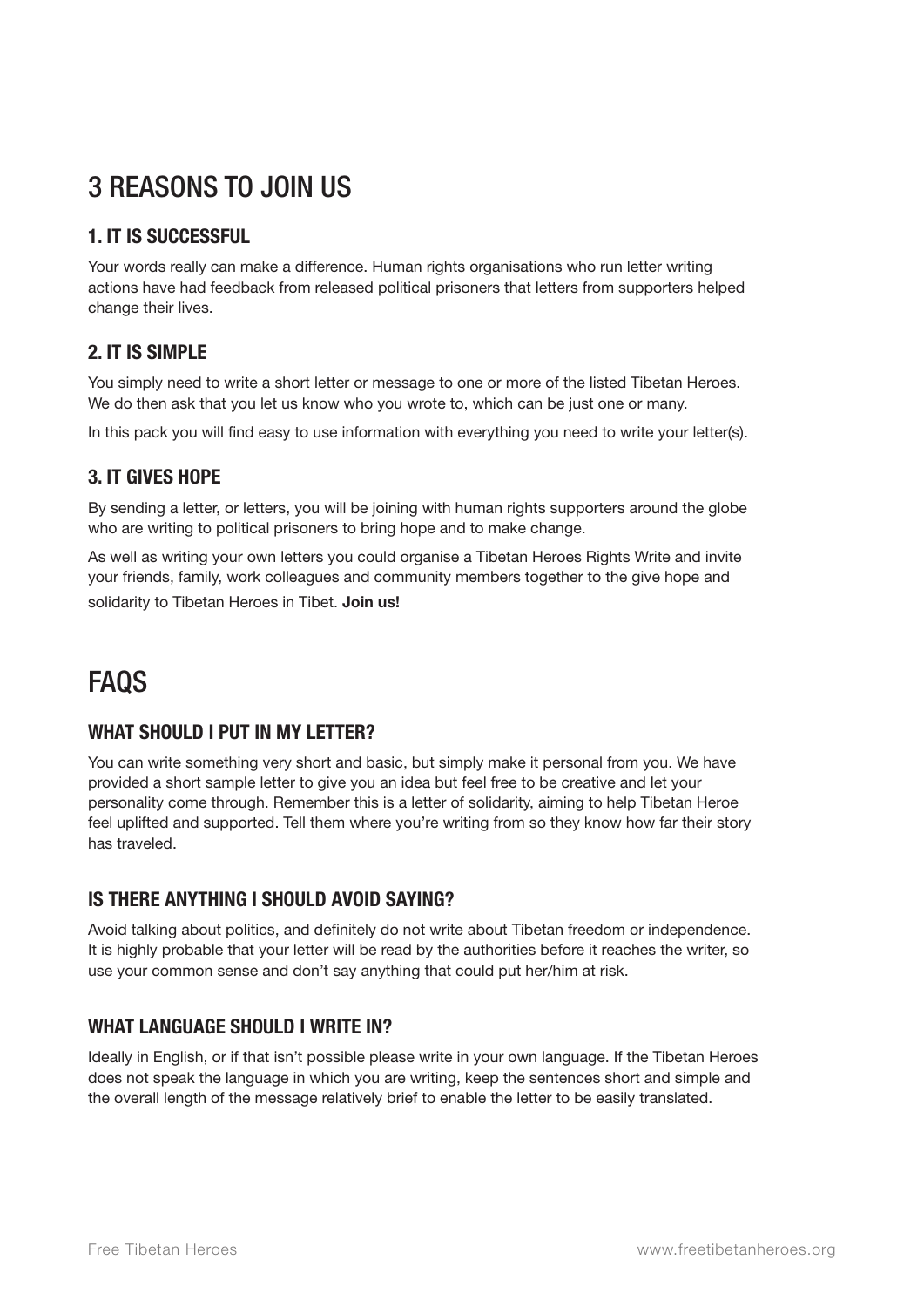# 3 REASONS TO JOIN US

### 1. IT IS SUCCESSFUL

Your words really can make a difference. Human rights organisations who run letter writing actions have had feedback from released political prisoners that letters from supporters helped change their lives.

### 2. IT IS SIMPLE

You simply need to write a short letter or message to one or more of the listed Tibetan Heroes. We do then ask that you let us know who you wrote to, which can be just one or many.

In this pack you will find easy to use information with everything you need to write your letter(s).

### 3. IT GIVES HOPE

By sending a letter, or letters, you will be joining with human rights supporters around the globe who are writing to political prisoners to bring hope and to make change.

As well as writing your own letters you could organise a Tibetan Heroes Rights Write and invite your friends, family, work colleagues and community members together to the give hope and solidarity to Tibetan Heroes in Tibet. **Join us!**

# FAQS

### WHAT SHOULD I PUT IN MY LETTER?

You can write something very short and basic, but simply make it personal from you. We have provided a short sample letter to give you an idea but feel free to be creative and let your personality come through. Remember this is a letter of solidarity, aiming to help Tibetan Heroe feel uplifted and supported. Tell them where you're writing from so they know how far their story has traveled.

### IS THERE ANYTHING I SHOULD AVOID SAYING?

Avoid talking about politics, and definitely do not write about Tibetan freedom or independence. It is highly probable that your letter will be read by the authorities before it reaches the writer, so use your common sense and don't say anything that could put her/him at risk.

### WHAT LANGUAGE SHOULD I WRITE IN?

Ideally in English, or if that isn't possible please write in your own language. If the Tibetan Heroes does not speak the language in which you are writing, keep the sentences short and simple and the overall length of the message relatively brief to enable the letter to be easily translated.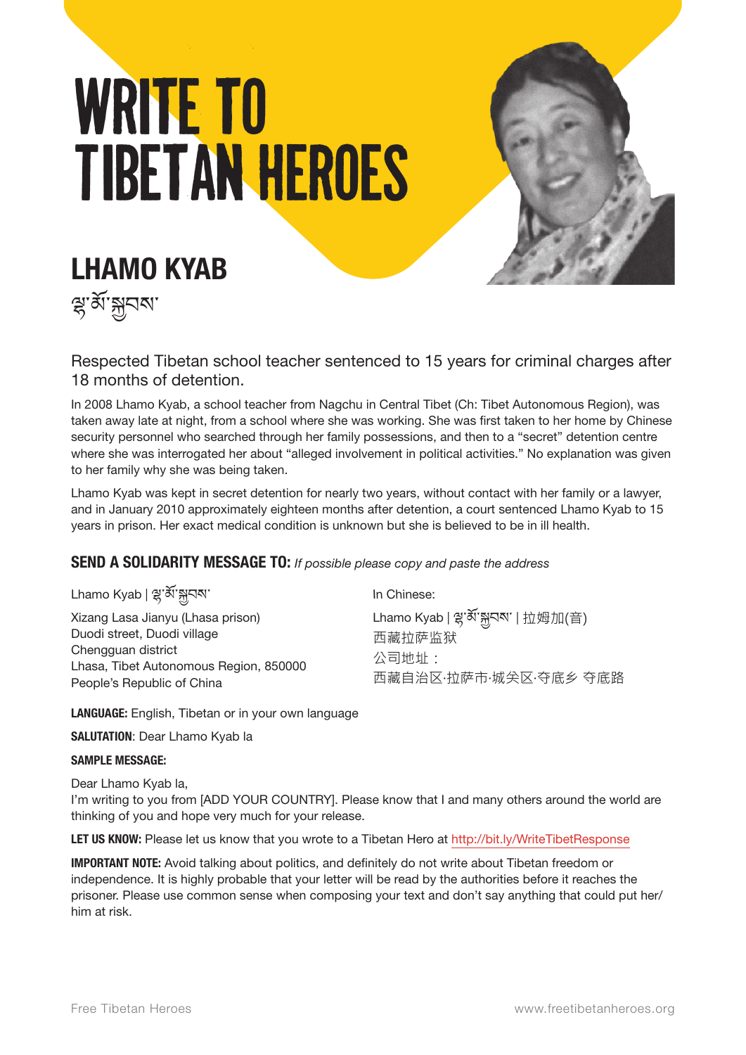# WRITE TO TIBETAN HEROES

## LHAMO KYAB

ལྷ་མོ་སྐྱབས་

Respected Tibetan school teacher sentenced to 15 years for criminal charges after 18 months of detention.

In 2008 Lhamo Kyab, a school teacher from Nagchu in Central Tibet (Ch: Tibet Autonomous Region), was taken away late at night, from a school where she was working. She was first taken to her home by Chinese security personnel who searched through her family possessions, and then to a "secret" detention centre where she was interrogated her about "alleged involvement in political activities." No explanation was given to her family why she was being taken.

Lhamo Kyab was kept in secret detention for nearly two years, without contact with her family or a lawyer, and in January 2010 approximately eighteen months after detention, a court sentenced Lhamo Kyab to 15 years in prison. Her exact medical condition is unknown but she is believed to be in ill health.

### SEND A SOLIDARITY MESSAGE TO: *If possible please copy and paste the address*

Lhamo Kyab | ལྷ་མོ་སྐྱབས་

Xizang Lasa Jianyu (Lhasa prison)
Duodi street, Duodi village
Chengguan district
Lhasa, Tibet Autonomous Region, 850000
People's Republic of China

In Chinese:

Lhamo Kyab | ལྷ་མོ་སྐྱབས་ | 拉姆加(音)
西藏拉萨监狱
公司地址：
西藏自治区·拉萨市·城关区·夺底乡 夺底路

**LANGUAGE:** English, Tibetan or in your own language

**SALUTATION**: Dear Lhamo Kyab la

**SAMPLE MESSAGE:**

Dear Lhamo Kyab la,
I'm writing to you from [ADD YOUR COUNTRY]. Please know that I and many others around the world are thinking of you and hope very much for your release.

**LET US KNOW:** Please let us know that you wrote to a Tibetan Hero at http://bit.ly/WriteTibetResponse

**IMPORTANT NOTE:** Avoid talking about politics, and definitely do not write about Tibetan freedom or independence. It is highly probable that your letter will be read by the authorities before it reaches the prisoner. Please use common sense when composing your text and don't say anything that could put her/him at risk.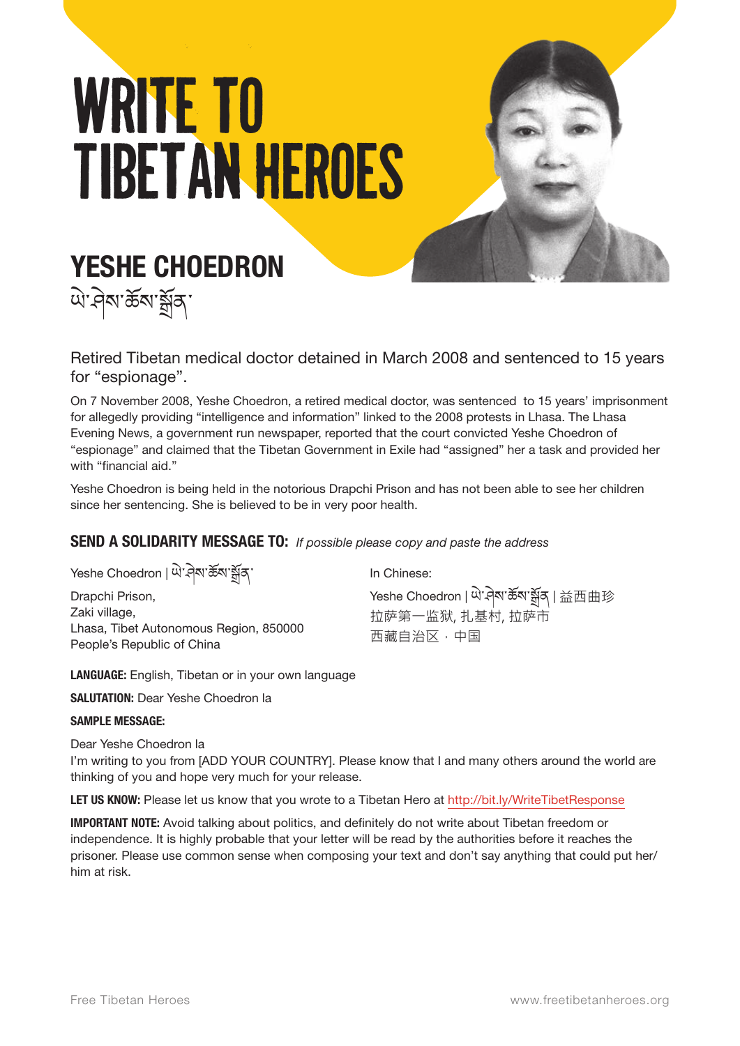# WRITE TO TIBETAN HEROES

## YESHE CHOEDRON

ཡེ་ཤེས་ཆོས་སྒྲོན་

Retired Tibetan medical doctor detained in March 2008 and sentenced to 15 years for "espionage".

On 7 November 2008, Yeshe Choedron, a retired medical doctor, was sentenced to 15 years' imprisonment for allegedly providing "intelligence and information" linked to the 2008 protests in Lhasa. The Lhasa Evening News, a government run newspaper, reported that the court convicted Yeshe Choedron of "espionage" and claimed that the Tibetan Government in Exile had "assigned" her a task and provided her with "financial aid."

Yeshe Choedron is being held in the notorious Drapchi Prison and has not been able to see her children since her sentencing. She is believed to be in very poor health.

### SEND A SOLIDARITY MESSAGE TO: *If possible please copy and paste the address*

Yeshe Choedron | ཡེ་ཤེས་ཆོས་སྒྲོན་

Drapchi Prison,
Zaki village,
Lhasa, Tibet Autonomous Region, 850000
People's Republic of China

In Chinese:

Yeshe Choedron | ཡེ་ཤེས་ཆོས་སྒྲོན | 益西曲珍
拉萨第一监狱, 扎基村, 拉萨市
西藏自治区・中国

**LANGUAGE:** English, Tibetan or in your own language

**SALUTATION:** Dear Yeshe Choedron la

**SAMPLE MESSAGE:**

Dear Yeshe Choedron la
I'm writing to you from [ADD YOUR COUNTRY]. Please know that I and many others around the world are thinking of you and hope very much for your release.

**LET US KNOW:** Please let us know that you wrote to a Tibetan Hero at http://bit.ly/WriteTibetResponse

**IMPORTANT NOTE:** Avoid talking about politics, and definitely do not write about Tibetan freedom or independence. It is highly probable that your letter will be read by the authorities before it reaches the prisoner. Please use common sense when composing your text and don't say anything that could put her/him at risk.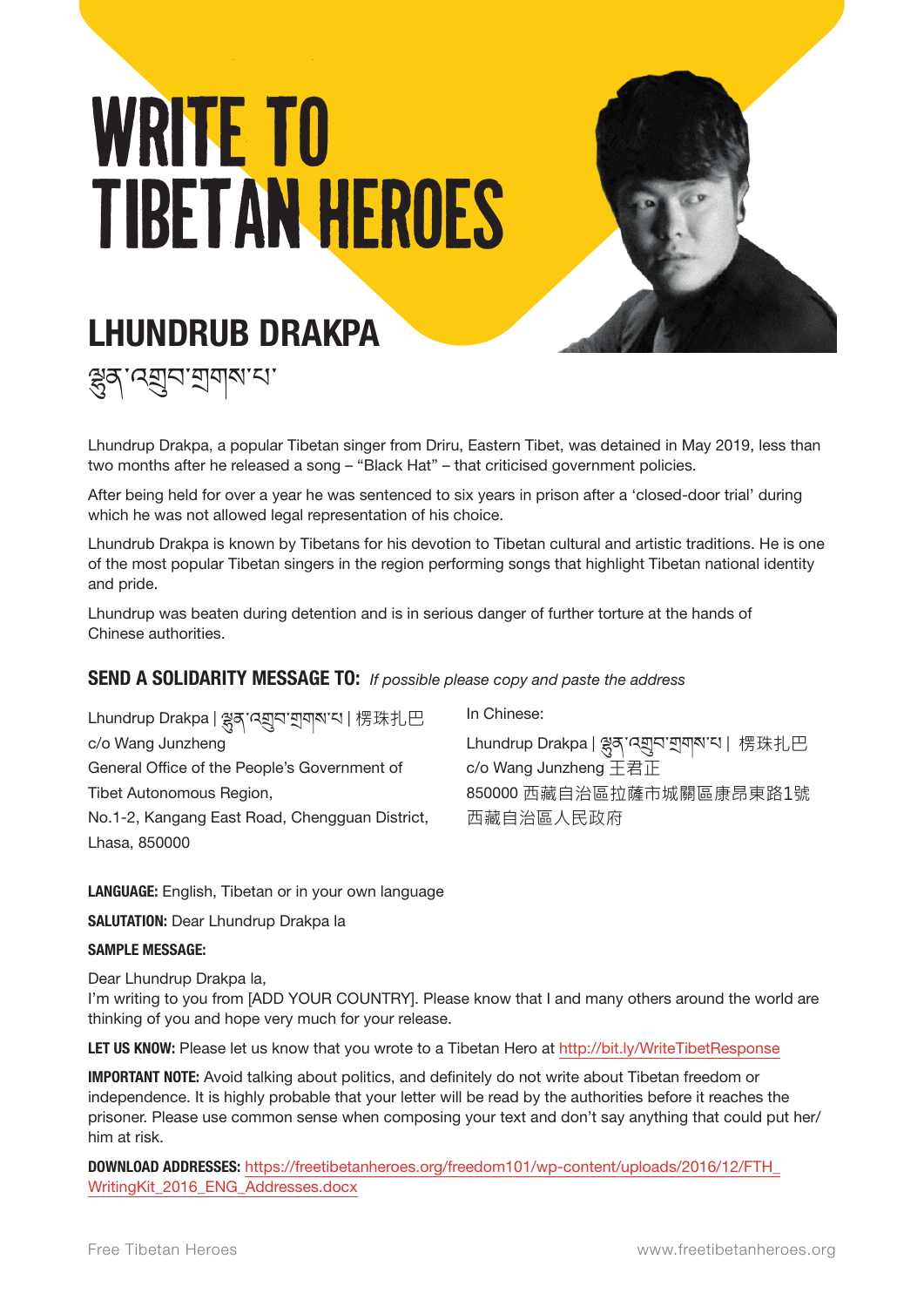# WRITE TO TIBETAN HEROES

## LHUNDRUB DRAKPA

ལྷུན་འགྲུབ་གྲགས་པ་

Lhundrup Drakpa, a popular Tibetan singer from Driru, Eastern Tibet, was detained in May 2019, less than two months after he released a song – “Black Hat” – that criticised government policies.

After being held for over a year he was sentenced to six years in prison after a ‘closed-door trial’ during which he was not allowed legal representation of his choice.

Lhundrub Drakpa is known by Tibetans for his devotion to Tibetan cultural and artistic traditions. He is one of the most popular Tibetan singers in the region performing songs that highlight Tibetan national identity and pride.

Lhundrup was beaten during detention and is in serious danger of further torture at the hands of Chinese authorities.

### SEND A SOLIDARITY MESSAGE TO: *If possible please copy and paste the address*

Lhundrup Drakpa | ལྷུན་འགྲུབ་གྲགས་པ། | 楞珠扎巴
c/o Wang Junzheng
General Office of the People’s Government of Tibet Autonomous Region,
No.1-2, Kangang East Road, Chengguan District,
Lhasa, 850000

In Chinese:

Lhundrup Drakpa | ལྷུན་འགྲུབ་གྲགས་པ། | 楞珠扎巴
c/o Wang Junzheng 王君正
850000 西藏自治區拉薩市城關區康昂東路1號
西藏自治區人民政府

**LANGUAGE:** English, Tibetan or in your own language

**SALUTATION:** Dear Lhundrup Drakpa la

**SAMPLE MESSAGE:**

Dear Lhundrup Drakpa la,
I’m writing to you from [ADD YOUR COUNTRY]. Please know that I and many others around the world are thinking of you and hope very much for your release.

**LET US KNOW:** Please let us know that you wrote to a Tibetan Hero at http://bit.ly/WriteTibetResponse

**IMPORTANT NOTE:** Avoid talking about politics, and definitely do not write about Tibetan freedom or independence. It is highly probable that your letter will be read by the authorities before it reaches the prisoner. Please use common sense when composing your text and don’t say anything that could put her/him at risk.

**DOWNLOAD ADDRESSES:** https://freetibetanheroes.org/freedom101/wp-content/uploads/2016/12/FTH_WritingKit_2016_ENG_Addresses.docx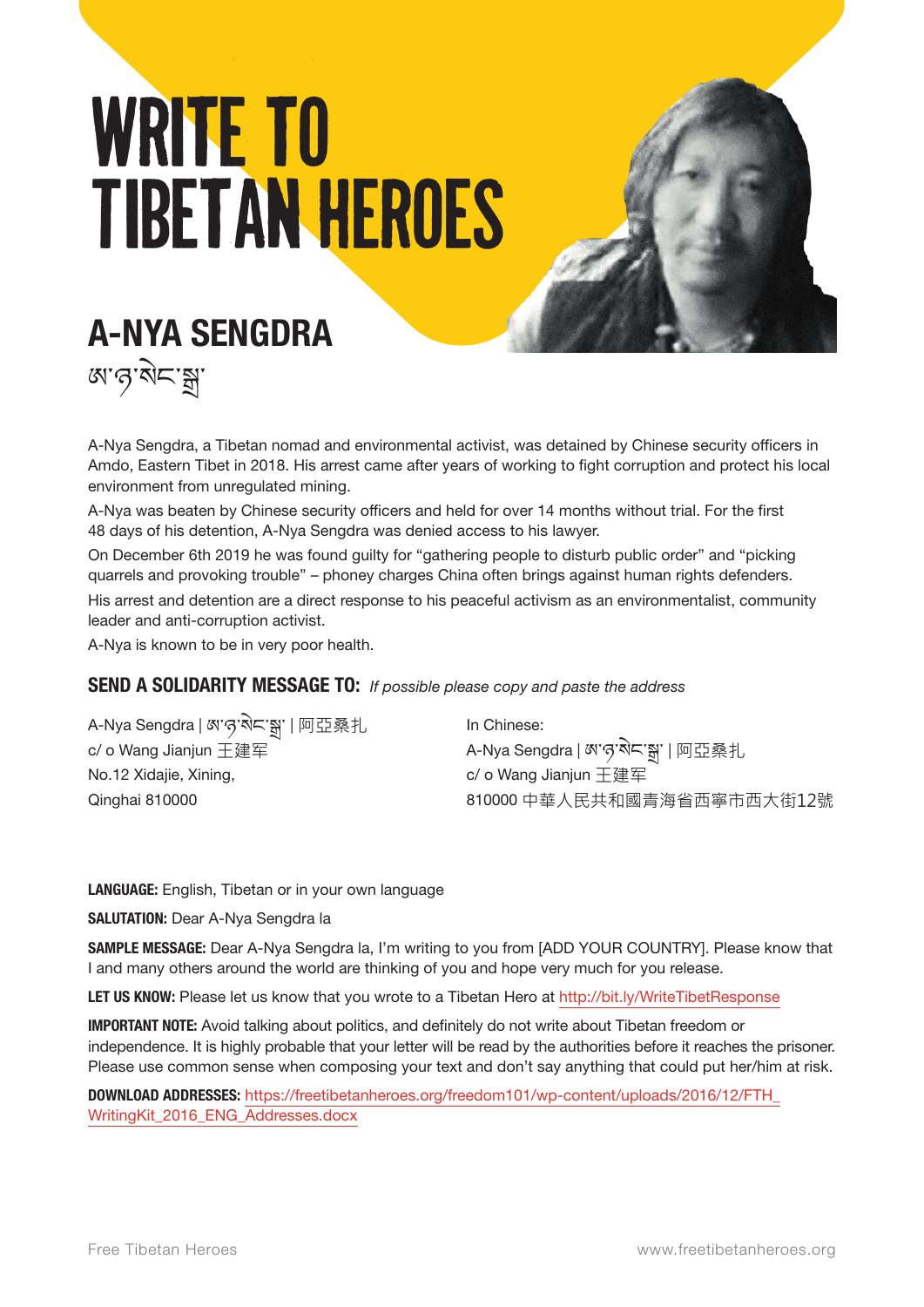# WRITE TO TIBETAN HEROES

## A-NYA SENGDRA

ཨ་ཉ་སེང་སྒྲ་

A-Nya Sengdra, a Tibetan nomad and environmental activist, was detained by Chinese security officers in Amdo, Eastern Tibet in 2018. His arrest came after years of working to fight corruption and protect his local environment from unregulated mining.

A-Nya was beaten by Chinese security officers and held for over 14 months without trial. For the first 48 days of his detention, A-Nya Sengdra was denied access to his lawyer.

On December 6th 2019 he was found guilty for "gathering people to disturb public order" and "picking quarrels and provoking trouble" – phoney charges China often brings against human rights defenders.

His arrest and detention are a direct response to his peaceful activism as an environmentalist, community leader and anti-corruption activist.

A-Nya is known to be in very poor health.

**SEND A SOLIDARITY MESSAGE TO:** *If possible please copy and paste the address*

A-Nya Sengdra | ཨ་ཉ་སེང་སྒྲ་ | 阿亞桑扎
c/ o Wang Jianjun 王建军
No.12 Xidajie, Xining,
Qinghai 810000

In Chinese:
A-Nya Sengdra | ཨ་ཉ་སེང་སྒྲ་ | 阿亞桑扎
c/ o Wang Jianjun 王建军
810000 中華人民共和國青海省西寧市西大街12號

**LANGUAGE:** English, Tibetan or in your own language

**SALUTATION:** Dear A-Nya Sengdra la

**SAMPLE MESSAGE:** Dear A-Nya Sengdra la, I'm writing to you from [ADD YOUR COUNTRY]. Please know that I and many others around the world are thinking of you and hope very much for you release.

**LET US KNOW:** Please let us know that you wrote to a Tibetan Hero at http://bit.ly/WriteTibetResponse

**IMPORTANT NOTE:** Avoid talking about politics, and definitely do not write about Tibetan freedom or independence. It is highly probable that your letter will be read by the authorities before it reaches the prisoner. Please use common sense when composing your text and don't say anything that could put her/him at risk.

**DOWNLOAD ADDRESSES:** https://freetibetanheroes.org/freedom101/wp-content/uploads/2016/12/FTH_WritingKit_2016_ENG_Addresses.docx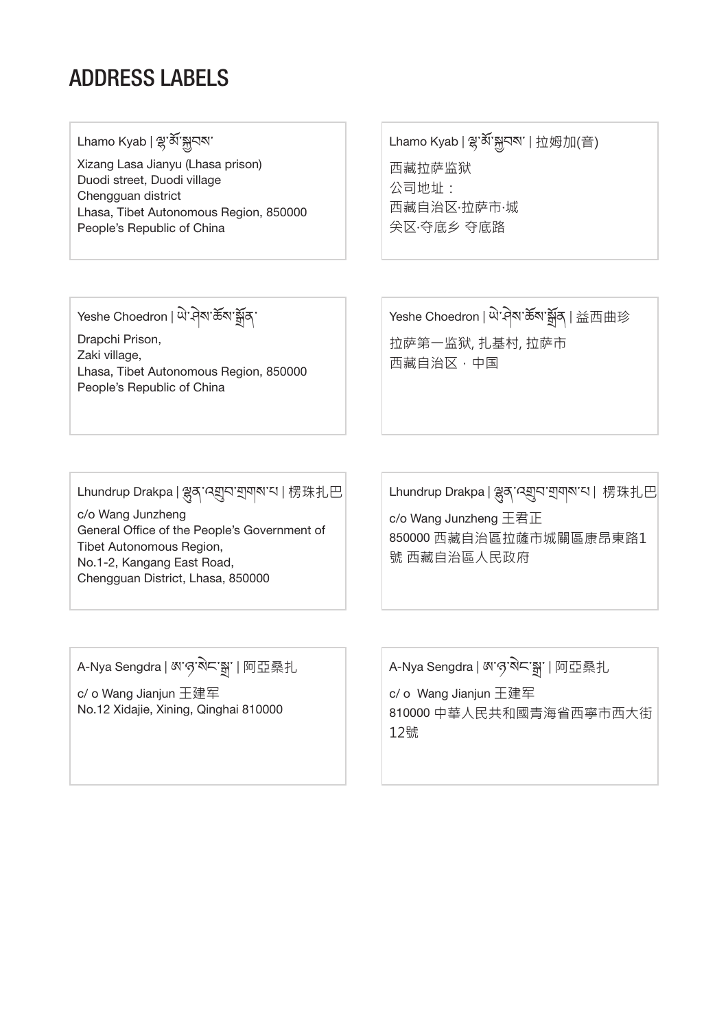# ADDRESS LABELS

Lhamo Kyab | ལྷ་མོ་སྐྱབས་
Xizang Lasa Jianyu (Lhasa prison)
Duodi street, Duodi village
Chengguan district
Lhasa, Tibet Autonomous Region, 850000
People's Republic of China

Lhamo Kyab | ལྷ་མོ་སྐྱབས་ | 拉姆加(音)
西藏拉萨监狱
公司地址：
西藏自治区·拉萨市·城
关区·夺底乡 夺底路

Yeshe Choedron | ཡེ་ཤེས་ཆོས་སྒྲོན་
Drapchi Prison,
Zaki village,
Lhasa, Tibet Autonomous Region, 850000
People's Republic of China

Yeshe Choedron | ཡེ་ཤེས་ཆོས་སྒྲོན | 益西曲珍
拉萨第一监狱, 扎基村, 拉萨市
西藏自治区 · 中国

Lhundrup Drakpa | ལྷུན་འགྲུབ་གྲགས་པ | 楞珠扎巴
c/o Wang Junzheng
General Office of the People's Government of Tibet Autonomous Region,
No.1-2, Kangang East Road,
Chengguan District, Lhasa, 850000

Lhundrup Drakpa | ལྷུན་འགྲུབ་གྲགས་པ | 楞珠扎巴
c/o Wang Junzheng 王君正
850000 西藏自治區拉薩市城關區康昂東路1號 西藏自治區人民政府

A-Nya Sengdra | ཨ་ཉ་སེང་སྒྲ་ | 阿亞桑扎
c/ o Wang Jianjun 王建军
No.12 Xidajie, Xining, Qinghai 810000

A-Nya Sengdra | ཨ་ཉ་སེང་སྒྲ་ | 阿亞桑扎
c/ o Wang Jianjun 王建军
810000 中華人民共和國青海省西寧市西大街12號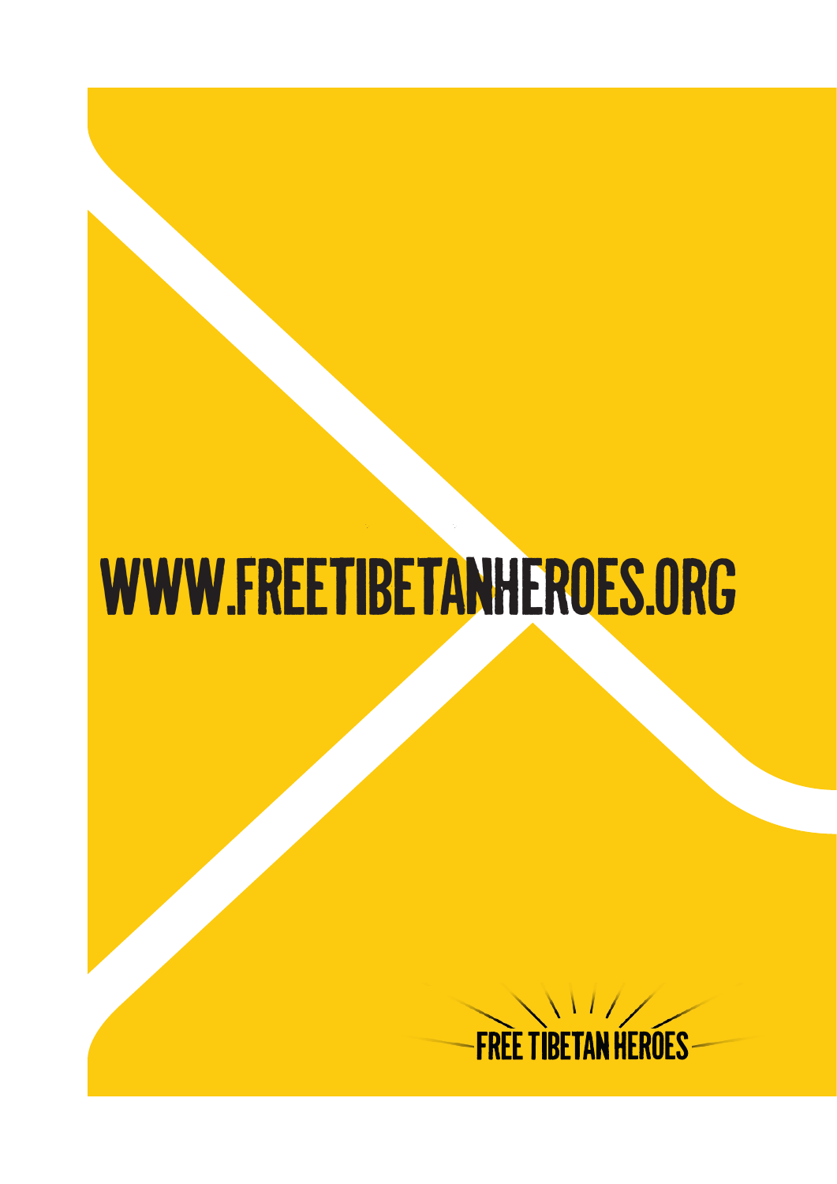WWW.FREETIBETANHEROES.ORG

FREE TIBETAN HEROES